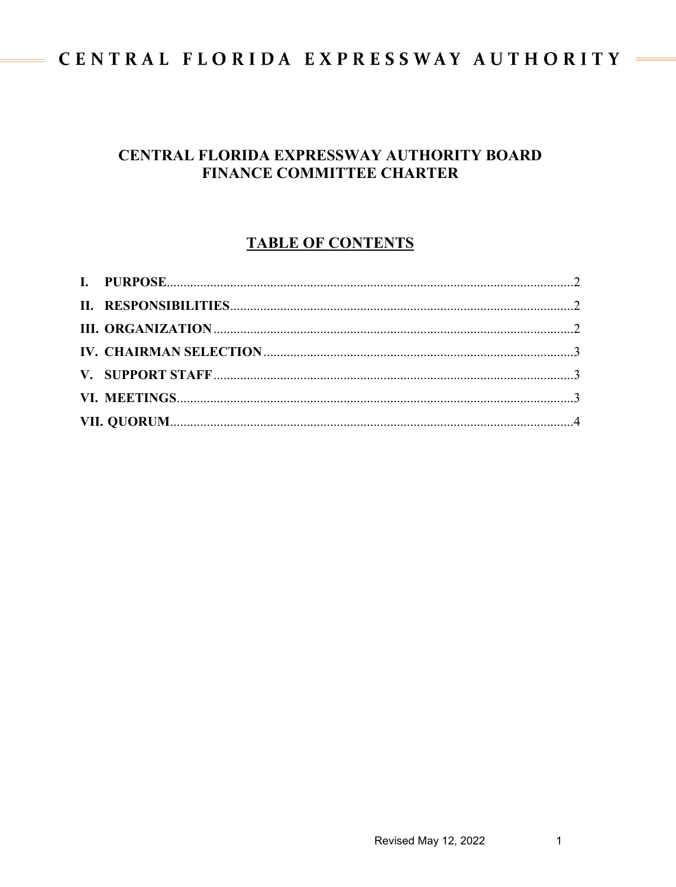# CENTRAL FLORIDA EXPRESSWAY AUTHORITY BOARD FINANCE COMMITTEE CHARTER

## TABLE OF CONTENTS

**I. PURPOSE** .......... 2

**II. RESPONSIBILITIES** .......... 2

**III. ORGANIZATION** .......... 2

**IV. CHAIRMAN SELECTION** .......... 3

**V. SUPPORT STAFF** .......... 3

**VI. MEETINGS** .......... 3

**VII. QUORUM** .......... 4

Revised May 12, 2022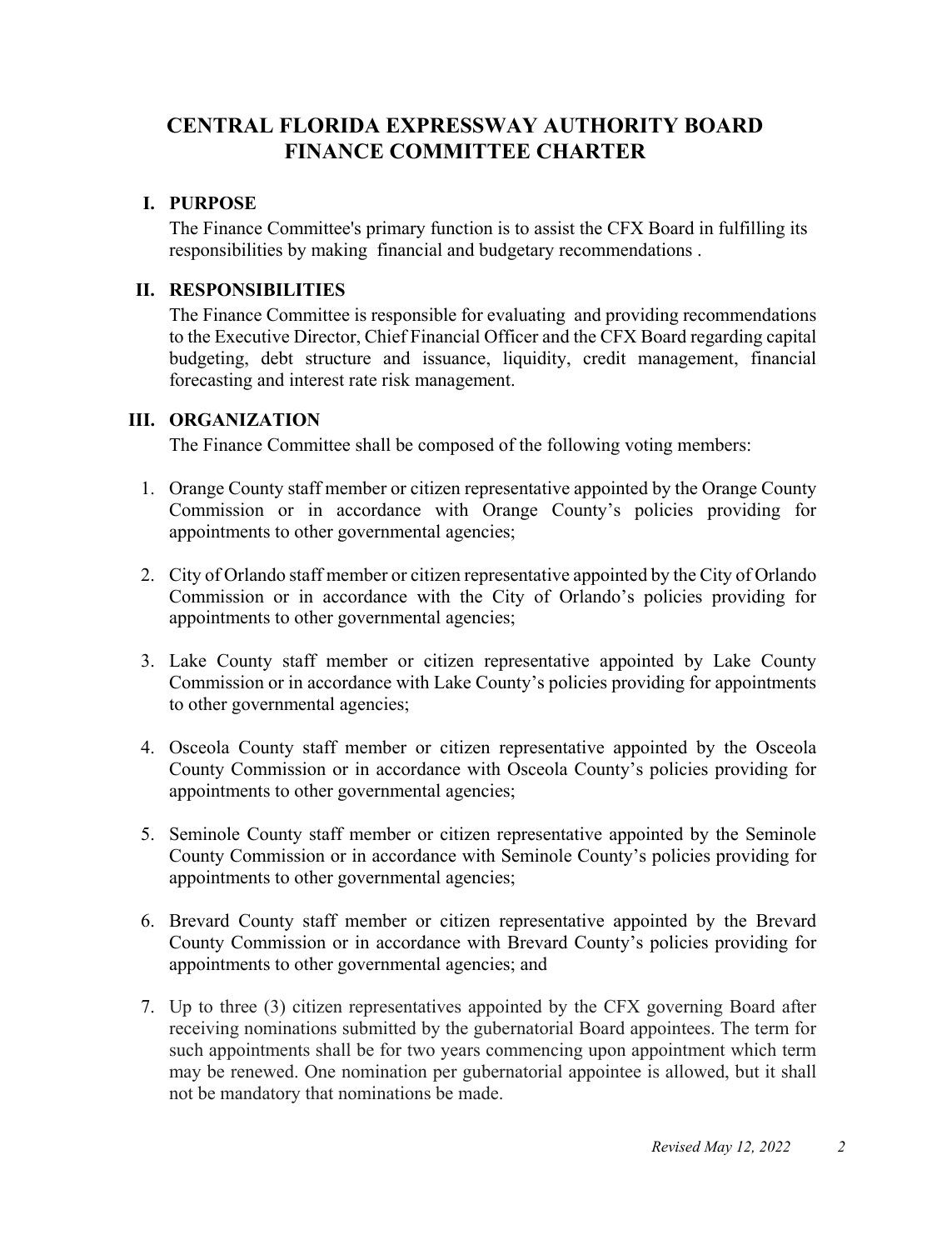# CENTRAL FLORIDA EXPRESSWAY AUTHORITY BOARD FINANCE COMMITTEE CHARTER

## I. PURPOSE

The Finance Committee's primary function is to assist the CFX Board in fulfilling its responsibilities by making financial and budgetary recommendations .

## II. RESPONSIBILITIES

The Finance Committee is responsible for evaluating and providing recommendations to the Executive Director, Chief Financial Officer and the CFX Board regarding capital budgeting, debt structure and issuance, liquidity, credit management, financial forecasting and interest rate risk management.

## III. ORGANIZATION

The Finance Committee shall be composed of the following voting members:

1. Orange County staff member or citizen representative appointed by the Orange County Commission or in accordance with Orange County's policies providing for appointments to other governmental agencies;

2. City of Orlando staff member or citizen representative appointed by the City of Orlando Commission or in accordance with the City of Orlando's policies providing for appointments to other governmental agencies;

3. Lake County staff member or citizen representative appointed by Lake County Commission or in accordance with Lake County's policies providing for appointments to other governmental agencies;

4. Osceola County staff member or citizen representative appointed by the Osceola County Commission or in accordance with Osceola County's policies providing for appointments to other governmental agencies;

5. Seminole County staff member or citizen representative appointed by the Seminole County Commission or in accordance with Seminole County's policies providing for appointments to other governmental agencies;

6. Brevard County staff member or citizen representative appointed by the Brevard County Commission or in accordance with Brevard County's policies providing for appointments to other governmental agencies; and

7. Up to three (3) citizen representatives appointed by the CFX governing Board after receiving nominations submitted by the gubernatorial Board appointees. The term for such appointments shall be for two years commencing upon appointment which term may be renewed. One nomination per gubernatorial appointee is allowed, but it shall not be mandatory that nominations be made.

*Revised May 12, 2022*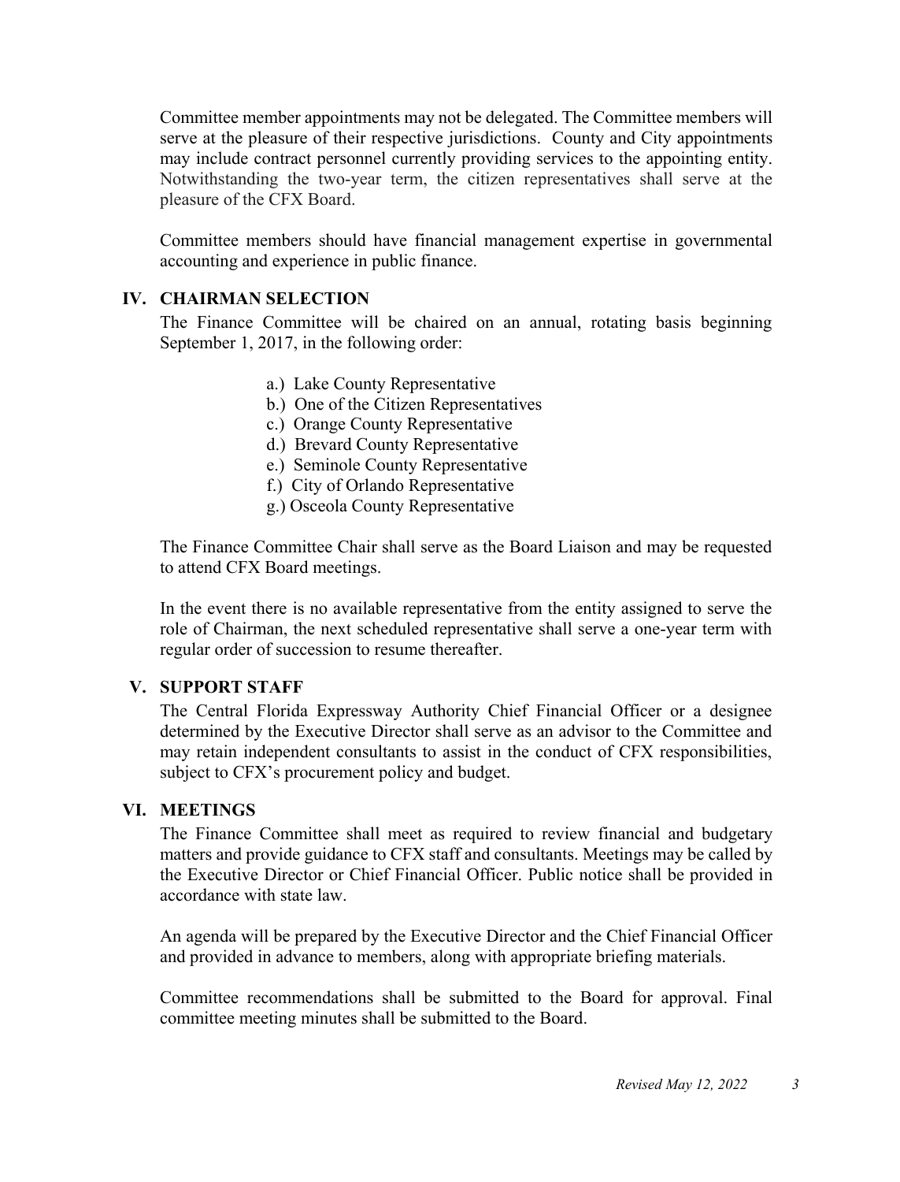Committee member appointments may not be delegated. The Committee members will serve at the pleasure of their respective jurisdictions. County and City appointments may include contract personnel currently providing services to the appointing entity. Notwithstanding the two-year term, the citizen representatives shall serve at the pleasure of the CFX Board.

Committee members should have financial management expertise in governmental accounting and experience in public finance.

## IV. CHAIRMAN SELECTION

The Finance Committee will be chaired on an annual, rotating basis beginning September 1, 2017, in the following order:

a.) Lake County Representative
b.) One of the Citizen Representatives
c.) Orange County Representative
d.) Brevard County Representative
e.) Seminole County Representative
f.) City of Orlando Representative
g.) Osceola County Representative

The Finance Committee Chair shall serve as the Board Liaison and may be requested to attend CFX Board meetings.

In the event there is no available representative from the entity assigned to serve the role of Chairman, the next scheduled representative shall serve a one-year term with regular order of succession to resume thereafter.

## V. SUPPORT STAFF

The Central Florida Expressway Authority Chief Financial Officer or a designee determined by the Executive Director shall serve as an advisor to the Committee and may retain independent consultants to assist in the conduct of CFX responsibilities, subject to CFX's procurement policy and budget.

## VI. MEETINGS

The Finance Committee shall meet as required to review financial and budgetary matters and provide guidance to CFX staff and consultants. Meetings may be called by the Executive Director or Chief Financial Officer. Public notice shall be provided in accordance with state law.

An agenda will be prepared by the Executive Director and the Chief Financial Officer and provided in advance to members, along with appropriate briefing materials.

Committee recommendations shall be submitted to the Board for approval. Final committee meeting minutes shall be submitted to the Board.

*Revised May 12, 2022*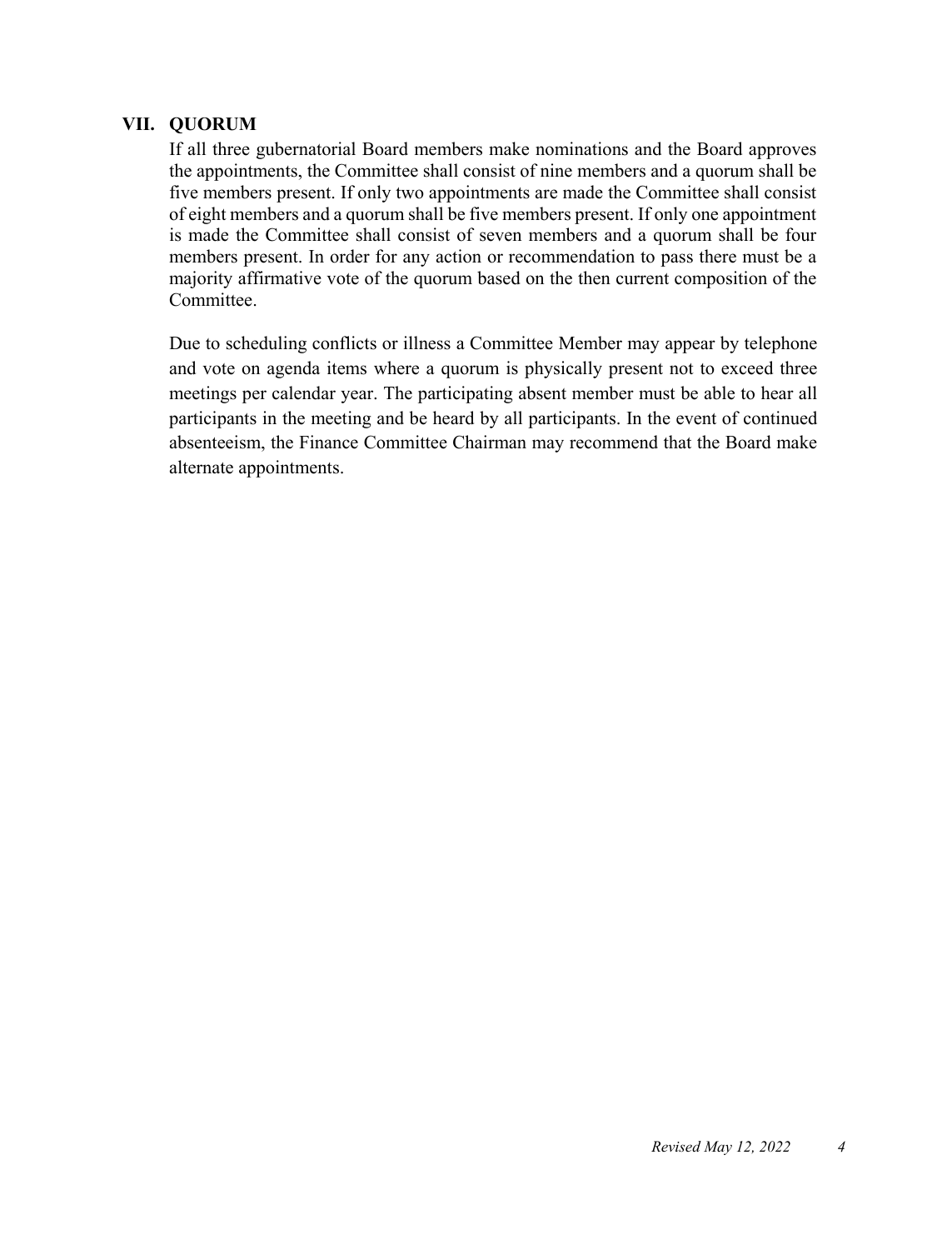## VII. QUORUM

If all three gubernatorial Board members make nominations and the Board approves the appointments, the Committee shall consist of nine members and a quorum shall be five members present. If only two appointments are made the Committee shall consist of eight members and a quorum shall be five members present. If only one appointment is made the Committee shall consist of seven members and a quorum shall be four members present. In order for any action or recommendation to pass there must be a majority affirmative vote of the quorum based on the then current composition of the Committee.

Due to scheduling conflicts or illness a Committee Member may appear by telephone and vote on agenda items where a quorum is physically present not to exceed three meetings per calendar year. The participating absent member must be able to hear all participants in the meeting and be heard by all participants. In the event of continued absenteeism, the Finance Committee Chairman may recommend that the Board make alternate appointments.

*Revised May 12, 2022*